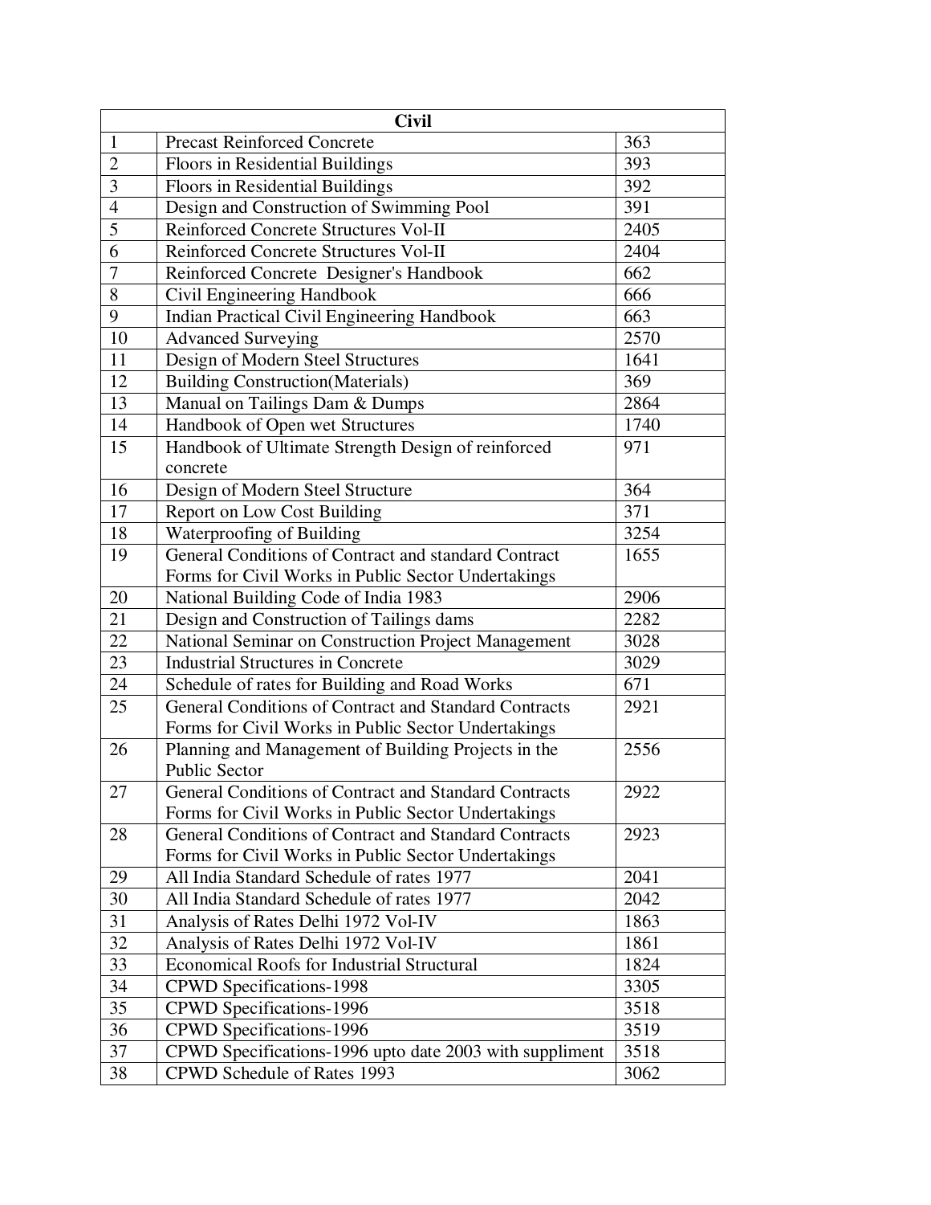| Civil | | |
|---|---|---|
| 1 | Precast Reinforced Concrete | 363 |
| 2 | Floors in Residential Buildings | 393 |
| 3 | Floors in Residential Buildings | 392 |
| 4 | Design and Construction of Swimming Pool | 391 |
| 5 | Reinforced Concrete Structures Vol-II | 2405 |
| 6 | Reinforced Concrete Structures Vol-II | 2404 |
| 7 | Reinforced Concrete Designer's Handbook | 662 |
| 8 | Civil Engineering Handbook | 666 |
| 9 | Indian Practical Civil Engineering Handbook | 663 |
| 10 | Advanced Surveying | 2570 |
| 11 | Design of Modern Steel Structures | 1641 |
| 12 | Building Construction(Materials) | 369 |
| 13 | Manual on Tailings Dam & Dumps | 2864 |
| 14 | Handbook of Open wet Structures | 1740 |
| 15 | Handbook of Ultimate Strength Design of reinforced concrete | 971 |
| 16 | Design of Modern Steel Structure | 364 |
| 17 | Report on Low Cost Building | 371 |
| 18 | Waterproofing of Building | 3254 |
| 19 | General Conditions of Contract and standard Contract Forms for Civil Works in Public Sector Undertakings | 1655 |
| 20 | National Building Code of India 1983 | 2906 |
| 21 | Design and Construction of Tailings dams | 2282 |
| 22 | National Seminar on Construction Project Management | 3028 |
| 23 | Industrial Structures in Concrete | 3029 |
| 24 | Schedule of rates for Building and Road Works | 671 |
| 25 | General Conditions of Contract and Standard Contracts Forms for Civil Works in Public Sector Undertakings | 2921 |
| 26 | Planning and Management of Building Projects in the Public Sector | 2556 |
| 27 | General Conditions of Contract and Standard Contracts Forms for Civil Works in Public Sector Undertakings | 2922 |
| 28 | General Conditions of Contract and Standard Contracts Forms for Civil Works in Public Sector Undertakings | 2923 |
| 29 | All India Standard Schedule of rates 1977 | 2041 |
| 30 | All India Standard Schedule of rates 1977 | 2042 |
| 31 | Analysis of Rates Delhi 1972 Vol-IV | 1863 |
| 32 | Analysis of Rates Delhi 1972 Vol-IV | 1861 |
| 33 | Economical Roofs for Industrial Structural | 1824 |
| 34 | CPWD Specifications-1998 | 3305 |
| 35 | CPWD Specifications-1996 | 3518 |
| 36 | CPWD Specifications-1996 | 3519 |
| 37 | CPWD Specifications-1996 upto date 2003 with suppliment | 3518 |
| 38 | CPWD Schedule of Rates 1993 | 3062 |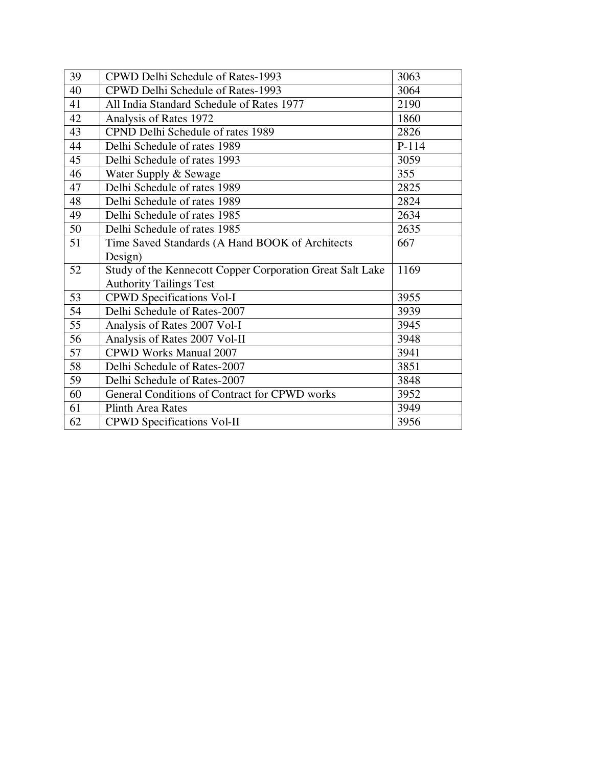| | | |
|---|---|---|
| 39 | CPWD Delhi Schedule of Rates-1993 | 3063 |
| 40 | CPWD Delhi Schedule of Rates-1993 | 3064 |
| 41 | All India Standard Schedule of Rates 1977 | 2190 |
| 42 | Analysis of Rates 1972 | 1860 |
| 43 | CPND Delhi Schedule of rates 1989 | 2826 |
| 44 | Delhi Schedule of rates 1989 | P-114 |
| 45 | Delhi Schedule of rates 1993 | 3059 |
| 46 | Water Supply & Sewage | 355 |
| 47 | Delhi Schedule of rates 1989 | 2825 |
| 48 | Delhi Schedule of rates 1989 | 2824 |
| 49 | Delhi Schedule of rates 1985 | 2634 |
| 50 | Delhi Schedule of rates 1985 | 2635 |
| 51 | Time Saved Standards (A Hand BOOK of Architects Design) | 667 |
| 52 | Study of the Kennecott Copper Corporation Great Salt Lake Authority Tailings Test | 1169 |
| 53 | CPWD Specifications Vol-I | 3955 |
| 54 | Delhi Schedule of Rates-2007 | 3939 |
| 55 | Analysis of Rates 2007 Vol-I | 3945 |
| 56 | Analysis of Rates 2007 Vol-II | 3948 |
| 57 | CPWD Works Manual 2007 | 3941 |
| 58 | Delhi Schedule of Rates-2007 | 3851 |
| 59 | Delhi Schedule of Rates-2007 | 3848 |
| 60 | General Conditions of Contract for CPWD works | 3952 |
| 61 | Plinth Area Rates | 3949 |
| 62 | CPWD Specifications Vol-II | 3956 |